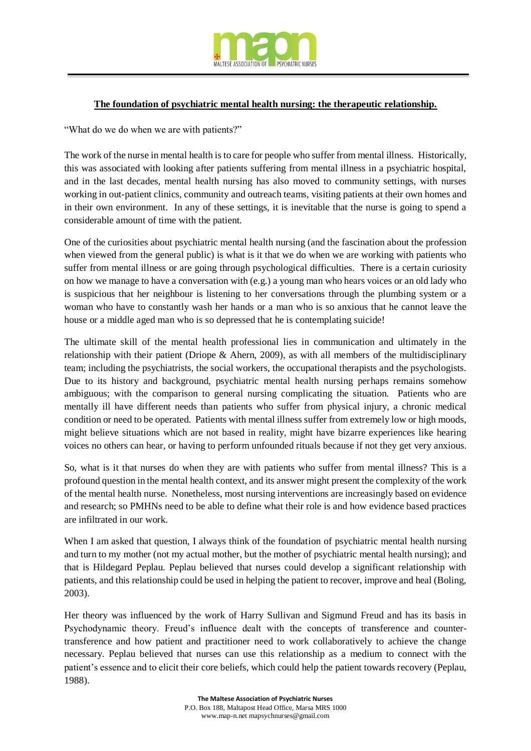## The foundation of psychiatric mental health nursing: the therapeutic relationship.

"What do we do when we are with patients?"

The work of the nurse in mental health is to care for people who suffer from mental illness. Historically, this was associated with looking after patients suffering from mental illness in a psychiatric hospital, and in the last decades, mental health nursing has also moved to community settings, with nurses working in out-patient clinics, community and outreach teams, visiting patients at their own homes and in their own environment. In any of these settings, it is inevitable that the nurse is going to spend a considerable amount of time with the patient.

One of the curiosities about psychiatric mental health nursing (and the fascination about the profession when viewed from the general public) is what is it that we do when we are working with patients who suffer from mental illness or are going through psychological difficulties. There is a certain curiosity on how we manage to have a conversation with (e.g.) a young man who hears voices or an old lady who is suspicious that her neighbour is listening to her conversations through the plumbing system or a woman who have to constantly wash her hands or a man who is so anxious that he cannot leave the house or a middle aged man who is so depressed that he is contemplating suicide!

The ultimate skill of the mental health professional lies in communication and ultimately in the relationship with their patient (Driope & Ahern, 2009), as with all members of the multidisciplinary team; including the psychiatrists, the social workers, the occupational therapists and the psychologists. Due to its history and background, psychiatric mental health nursing perhaps remains somehow ambiguous; with the comparison to general nursing complicating the situation. Patients who are mentally ill have different needs than patients who suffer from physical injury, a chronic medical condition or need to be operated. Patients with mental illness suffer from extremely low or high moods, might believe situations which are not based in reality, might have bizarre experiences like hearing voices no others can hear, or having to perform unfounded rituals because if not they get very anxious.

So, what is it that nurses do when they are with patients who suffer from mental illness? This is a profound question in the mental health context, and its answer might present the complexity of the work of the mental health nurse. Nonetheless, most nursing interventions are increasingly based on evidence and research; so PMHNs need to be able to define what their role is and how evidence based practices are infiltrated in our work.

When I am asked that question, I always think of the foundation of psychiatric mental health nursing and turn to my mother (not my actual mother, but the mother of psychiatric mental health nursing); and that is Hildegard Peplau. Peplau believed that nurses could develop a significant relationship with patients, and this relationship could be used in helping the patient to recover, improve and heal (Boling, 2003).

Her theory was influenced by the work of Harry Sullivan and Sigmund Freud and has its basis in Psychodynamic theory. Freud's influence dealt with the concepts of transference and counter-transference and how patient and practitioner need to work collaboratively to achieve the change necessary. Peplau believed that nurses can use this relationship as a medium to connect with the patient's essence and to elicit their core beliefs, which could help the patient towards recovery (Peplau, 1988).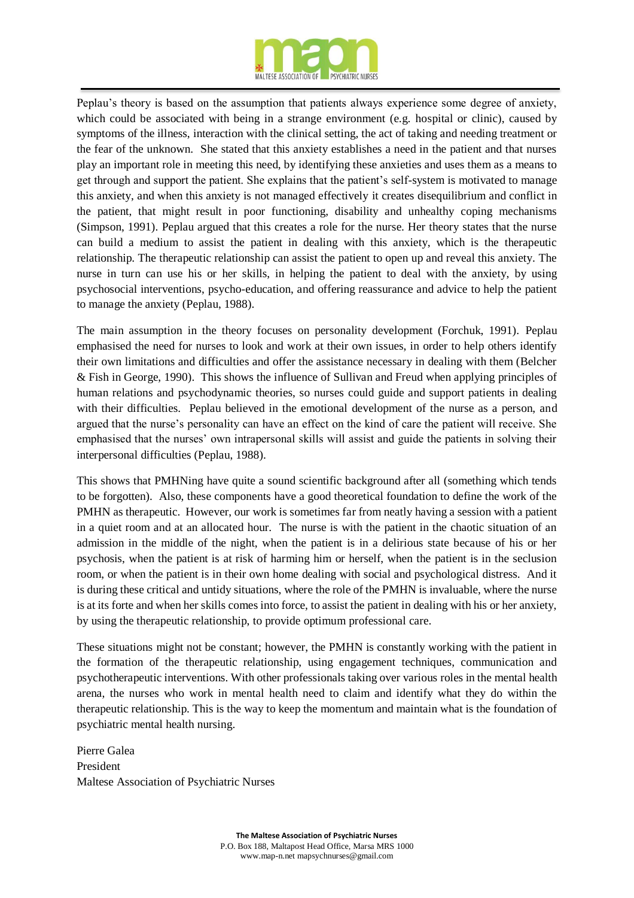Peplau's theory is based on the assumption that patients always experience some degree of anxiety, which could be associated with being in a strange environment (e.g. hospital or clinic), caused by symptoms of the illness, interaction with the clinical setting, the act of taking and needing treatment or the fear of the unknown. She stated that this anxiety establishes a need in the patient and that nurses play an important role in meeting this need, by identifying these anxieties and uses them as a means to get through and support the patient. She explains that the patient's self-system is motivated to manage this anxiety, and when this anxiety is not managed effectively it creates disequilibrium and conflict in the patient, that might result in poor functioning, disability and unhealthy coping mechanisms (Simpson, 1991). Peplau argued that this creates a role for the nurse. Her theory states that the nurse can build a medium to assist the patient in dealing with this anxiety, which is the therapeutic relationship. The therapeutic relationship can assist the patient to open up and reveal this anxiety. The nurse in turn can use his or her skills, in helping the patient to deal with the anxiety, by using psychosocial interventions, psycho-education, and offering reassurance and advice to help the patient to manage the anxiety (Peplau, 1988).

The main assumption in the theory focuses on personality development (Forchuk, 1991). Peplau emphasised the need for nurses to look and work at their own issues, in order to help others identify their own limitations and difficulties and offer the assistance necessary in dealing with them (Belcher & Fish in George, 1990). This shows the influence of Sullivan and Freud when applying principles of human relations and psychodynamic theories, so nurses could guide and support patients in dealing with their difficulties. Peplau believed in the emotional development of the nurse as a person, and argued that the nurse's personality can have an effect on the kind of care the patient will receive. She emphasised that the nurses' own intrapersonal skills will assist and guide the patients in solving their interpersonal difficulties (Peplau, 1988).

This shows that PMHNing have quite a sound scientific background after all (something which tends to be forgotten). Also, these components have a good theoretical foundation to define the work of the PMHN as therapeutic. However, our work is sometimes far from neatly having a session with a patient in a quiet room and at an allocated hour. The nurse is with the patient in the chaotic situation of an admission in the middle of the night, when the patient is in a delirious state because of his or her psychosis, when the patient is at risk of harming him or herself, when the patient is in the seclusion room, or when the patient is in their own home dealing with social and psychological distress. And it is during these critical and untidy situations, where the role of the PMHN is invaluable, where the nurse is at its forte and when her skills comes into force, to assist the patient in dealing with his or her anxiety, by using the therapeutic relationship, to provide optimum professional care.

These situations might not be constant; however, the PMHN is constantly working with the patient in the formation of the therapeutic relationship, using engagement techniques, communication and psychotherapeutic interventions. With other professionals taking over various roles in the mental health arena, the nurses who work in mental health need to claim and identify what they do within the therapeutic relationship. This is the way to keep the momentum and maintain what is the foundation of psychiatric mental health nursing.

Pierre Galea
President
Maltese Association of Psychiatric Nurses